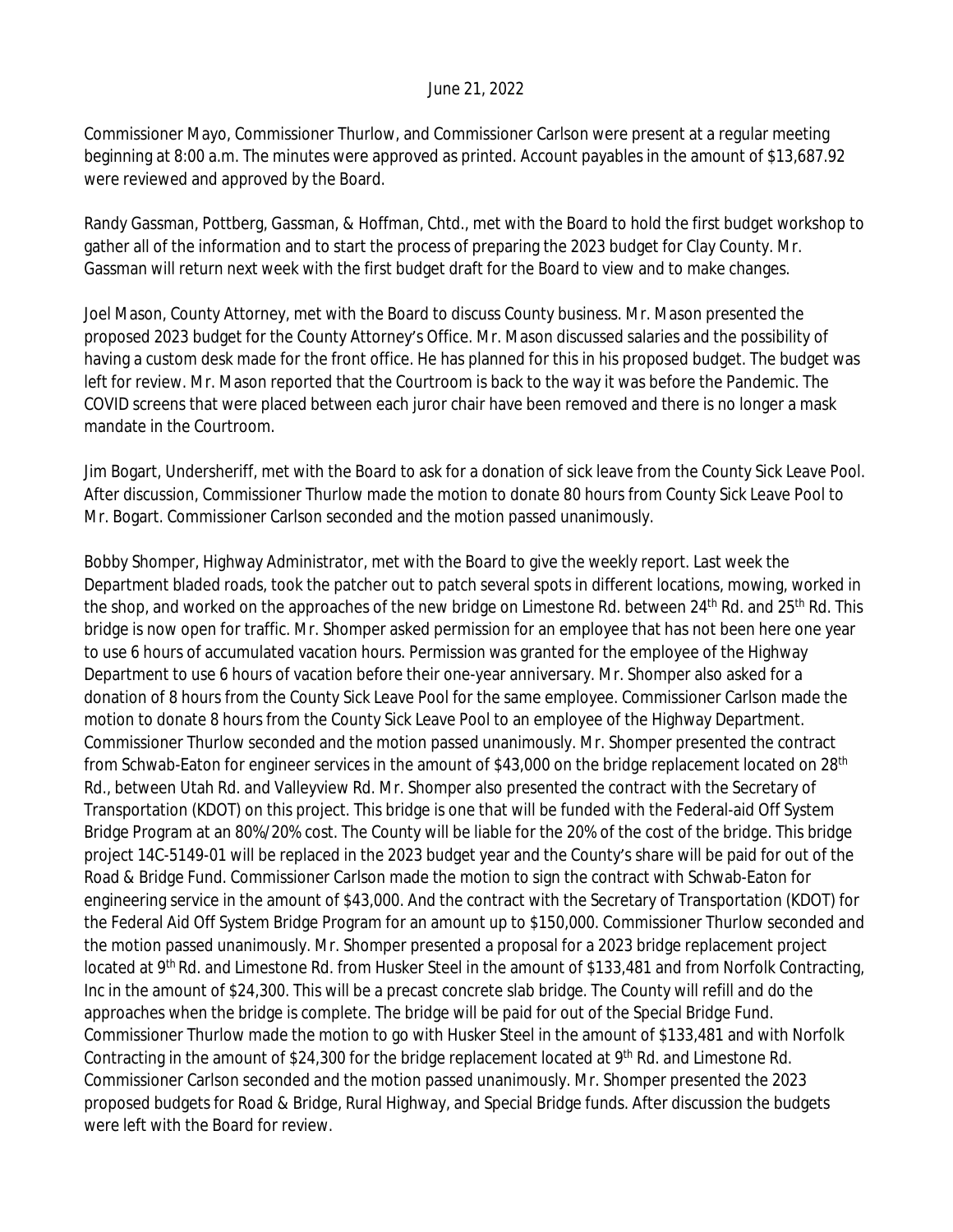June 21, 2022

Commissioner Mayo, Commissioner Thurlow, and Commissioner Carlson were present at a regular meeting beginning at 8:00 a.m. The minutes were approved as printed. Account payables in the amount of $13,687.92 were reviewed and approved by the Board.

Randy Gassman, Pottberg, Gassman, & Hoffman, Chtd., met with the Board to hold the first budget workshop to gather all of the information and to start the process of preparing the 2023 budget for Clay County. Mr. Gassman will return next week with the first budget draft for the Board to view and to make changes.

Joel Mason, County Attorney, met with the Board to discuss County business. Mr. Mason presented the proposed 2023 budget for the County Attorney's Office. Mr. Mason discussed salaries and the possibility of having a custom desk made for the front office. He has planned for this in his proposed budget. The budget was left for review. Mr. Mason reported that the Courtroom is back to the way it was before the Pandemic. The COVID screens that were placed between each juror chair have been removed and there is no longer a mask mandate in the Courtroom.

Jim Bogart, Undersheriff, met with the Board to ask for a donation of sick leave from the County Sick Leave Pool. After discussion, Commissioner Thurlow made the motion to donate 80 hours from County Sick Leave Pool to Mr. Bogart. Commissioner Carlson seconded and the motion passed unanimously.

Bobby Shomper, Highway Administrator, met with the Board to give the weekly report. Last week the Department bladed roads, took the patcher out to patch several spots in different locations, mowing, worked in the shop, and worked on the approaches of the new bridge on Limestone Rd. between 24th Rd. and 25th Rd. This bridge is now open for traffic. Mr. Shomper asked permission for an employee that has not been here one year to use 6 hours of accumulated vacation hours. Permission was granted for the employee of the Highway Department to use 6 hours of vacation before their one-year anniversary. Mr. Shomper also asked for a donation of 8 hours from the County Sick Leave Pool for the same employee. Commissioner Carlson made the motion to donate 8 hours from the County Sick Leave Pool to an employee of the Highway Department. Commissioner Thurlow seconded and the motion passed unanimously. Mr. Shomper presented the contract from Schwab-Eaton for engineer services in the amount of $43,000 on the bridge replacement located on 28th Rd., between Utah Rd. and Valleyview Rd. Mr. Shomper also presented the contract with the Secretary of Transportation (KDOT) on this project. This bridge is one that will be funded with the Federal-aid Off System Bridge Program at an 80%/20% cost. The County will be liable for the 20% of the cost of the bridge. This bridge project 14C-5149-01 will be replaced in the 2023 budget year and the County's share will be paid for out of the Road & Bridge Fund. Commissioner Carlson made the motion to sign the contract with Schwab-Eaton for engineering service in the amount of $43,000. And the contract with the Secretary of Transportation (KDOT) for the Federal Aid Off System Bridge Program for an amount up to $150,000. Commissioner Thurlow seconded and the motion passed unanimously. Mr. Shomper presented a proposal for a 2023 bridge replacement project located at 9th Rd. and Limestone Rd. from Husker Steel in the amount of $133,481 and from Norfolk Contracting, Inc in the amount of $24,300. This will be a precast concrete slab bridge. The County will refill and do the approaches when the bridge is complete. The bridge will be paid for out of the Special Bridge Fund. Commissioner Thurlow made the motion to go with Husker Steel in the amount of $133,481 and with Norfolk Contracting in the amount of $24,300 for the bridge replacement located at 9th Rd. and Limestone Rd. Commissioner Carlson seconded and the motion passed unanimously. Mr. Shomper presented the 2023 proposed budgets for Road & Bridge, Rural Highway, and Special Bridge funds. After discussion the budgets were left with the Board for review.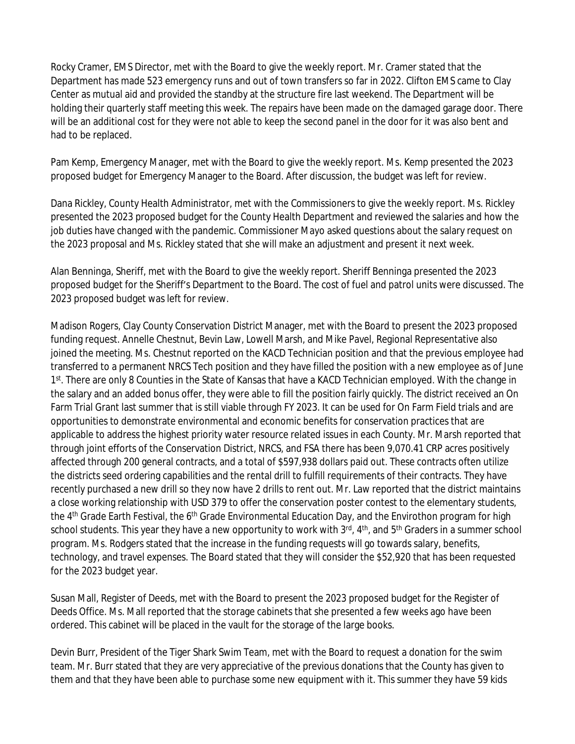Rocky Cramer, EMS Director, met with the Board to give the weekly report. Mr. Cramer stated that the Department has made 523 emergency runs and out of town transfers so far in 2022. Clifton EMS came to Clay Center as mutual aid and provided the standby at the structure fire last weekend. The Department will be holding their quarterly staff meeting this week. The repairs have been made on the damaged garage door. There will be an additional cost for they were not able to keep the second panel in the door for it was also bent and had to be replaced.

Pam Kemp, Emergency Manager, met with the Board to give the weekly report. Ms. Kemp presented the 2023 proposed budget for Emergency Manager to the Board. After discussion, the budget was left for review.

Dana Rickley, County Health Administrator, met with the Commissioners to give the weekly report. Ms. Rickley presented the 2023 proposed budget for the County Health Department and reviewed the salaries and how the job duties have changed with the pandemic. Commissioner Mayo asked questions about the salary request on the 2023 proposal and Ms. Rickley stated that she will make an adjustment and present it next week.

Alan Benninga, Sheriff, met with the Board to give the weekly report. Sheriff Benninga presented the 2023 proposed budget for the Sheriff's Department to the Board. The cost of fuel and patrol units were discussed. The 2023 proposed budget was left for review.

Madison Rogers, Clay County Conservation District Manager, met with the Board to present the 2023 proposed funding request. Annelle Chestnut, Bevin Law, Lowell Marsh, and Mike Pavel, Regional Representative also joined the meeting. Ms. Chestnut reported on the KACD Technician position and that the previous employee had transferred to a permanent NRCS Tech position and they have filled the position with a new employee as of June 1st. There are only 8 Counties in the State of Kansas that have a KACD Technician employed. With the change in the salary and an added bonus offer, they were able to fill the position fairly quickly. The district received an On Farm Trial Grant last summer that is still viable through FY 2023. It can be used for On Farm Field trials and are opportunities to demonstrate environmental and economic benefits for conservation practices that are applicable to address the highest priority water resource related issues in each County. Mr. Marsh reported that through joint efforts of the Conservation District, NRCS, and FSA there has been 9,070.41 CRP acres positively affected through 200 general contracts, and a total of $597,938 dollars paid out. These contracts often utilize the districts seed ordering capabilities and the rental drill to fulfill requirements of their contracts. They have recently purchased a new drill so they now have 2 drills to rent out. Mr. Law reported that the district maintains a close working relationship with USD 379 to offer the conservation poster contest to the elementary students, the 4th Grade Earth Festival, the 6th Grade Environmental Education Day, and the Envirothon program for high school students. This year they have a new opportunity to work with 3rd, 4th, and 5th Graders in a summer school program. Ms. Rodgers stated that the increase in the funding requests will go towards salary, benefits, technology, and travel expenses. The Board stated that they will consider the $52,920 that has been requested for the 2023 budget year.

Susan Mall, Register of Deeds, met with the Board to present the 2023 proposed budget for the Register of Deeds Office. Ms. Mall reported that the storage cabinets that she presented a few weeks ago have been ordered. This cabinet will be placed in the vault for the storage of the large books.

Devin Burr, President of the Tiger Shark Swim Team, met with the Board to request a donation for the swim team. Mr. Burr stated that they are very appreciative of the previous donations that the County has given to them and that they have been able to purchase some new equipment with it. This summer they have 59 kids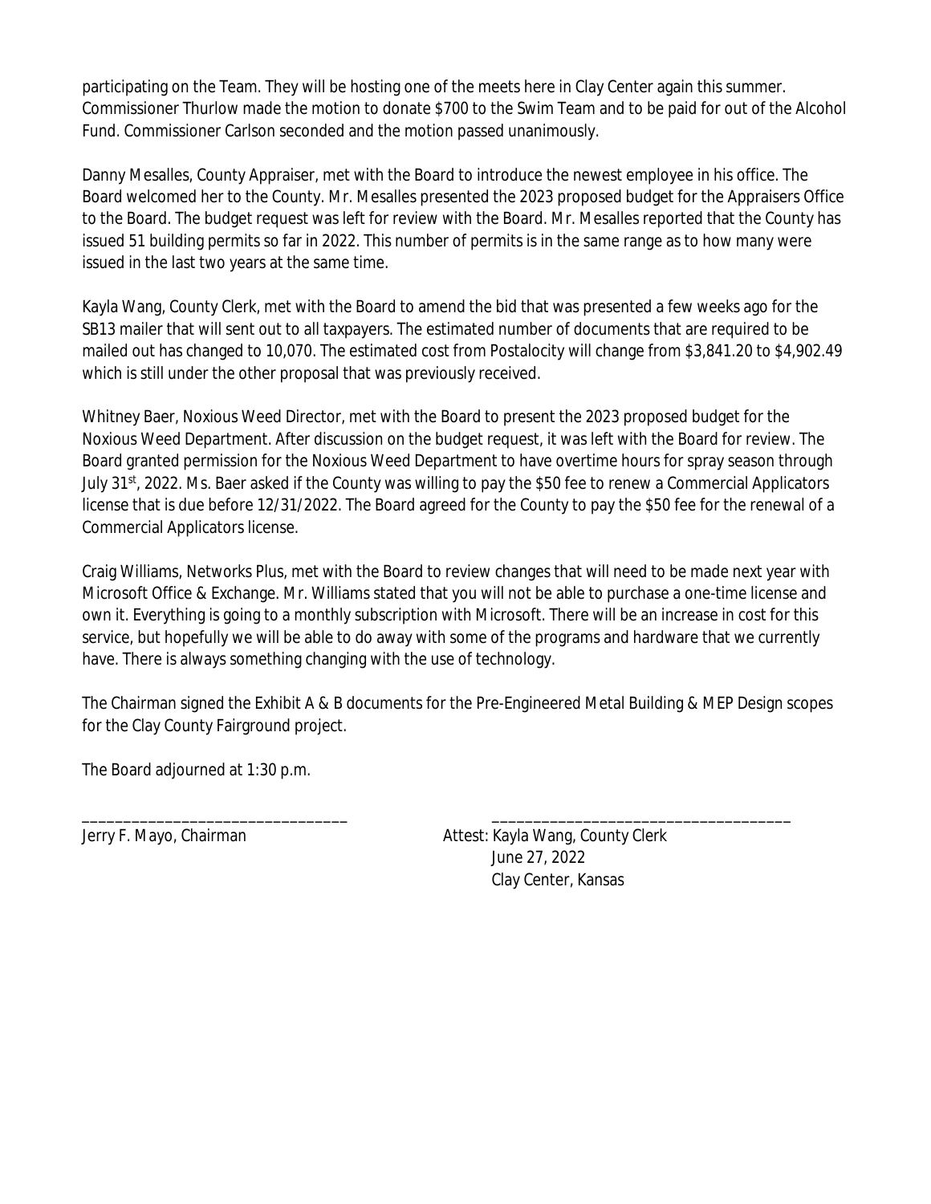participating on the Team. They will be hosting one of the meets here in Clay Center again this summer. Commissioner Thurlow made the motion to donate $700 to the Swim Team and to be paid for out of the Alcohol Fund. Commissioner Carlson seconded and the motion passed unanimously.

Danny Mesalles, County Appraiser, met with the Board to introduce the newest employee in his office. The Board welcomed her to the County. Mr. Mesalles presented the 2023 proposed budget for the Appraisers Office to the Board. The budget request was left for review with the Board. Mr. Mesalles reported that the County has issued 51 building permits so far in 2022. This number of permits is in the same range as to how many were issued in the last two years at the same time.

Kayla Wang, County Clerk, met with the Board to amend the bid that was presented a few weeks ago for the SB13 mailer that will sent out to all taxpayers. The estimated number of documents that are required to be mailed out has changed to 10,070. The estimated cost from Postalocity will change from $3,841.20 to $4,902.49 which is still under the other proposal that was previously received.

Whitney Baer, Noxious Weed Director, met with the Board to present the 2023 proposed budget for the Noxious Weed Department. After discussion on the budget request, it was left with the Board for review. The Board granted permission for the Noxious Weed Department to have overtime hours for spray season through July 31st, 2022. Ms. Baer asked if the County was willing to pay the $50 fee to renew a Commercial Applicators license that is due before 12/31/2022. The Board agreed for the County to pay the $50 fee for the renewal of a Commercial Applicators license.

Craig Williams, Networks Plus, met with the Board to review changes that will need to be made next year with Microsoft Office & Exchange. Mr. Williams stated that you will not be able to purchase a one-time license and own it. Everything is going to a monthly subscription with Microsoft. There will be an increase in cost for this service, but hopefully we will be able to do away with some of the programs and hardware that we currently have. There is always something changing with the use of technology.

The Chairman signed the Exhibit A & B documents for the Pre-Engineered Metal Building & MEP Design scopes for the Clay County Fairground project.

The Board adjourned at 1:30 p.m.

_______________________________ &nbsp;&nbsp;&nbsp;&nbsp;&nbsp;&nbsp;&nbsp;&nbsp; ___________________________________

Jerry F. Mayo, Chairman

Attest: Kayla Wang, County Clerk
June 27, 2022
Clay Center, Kansas